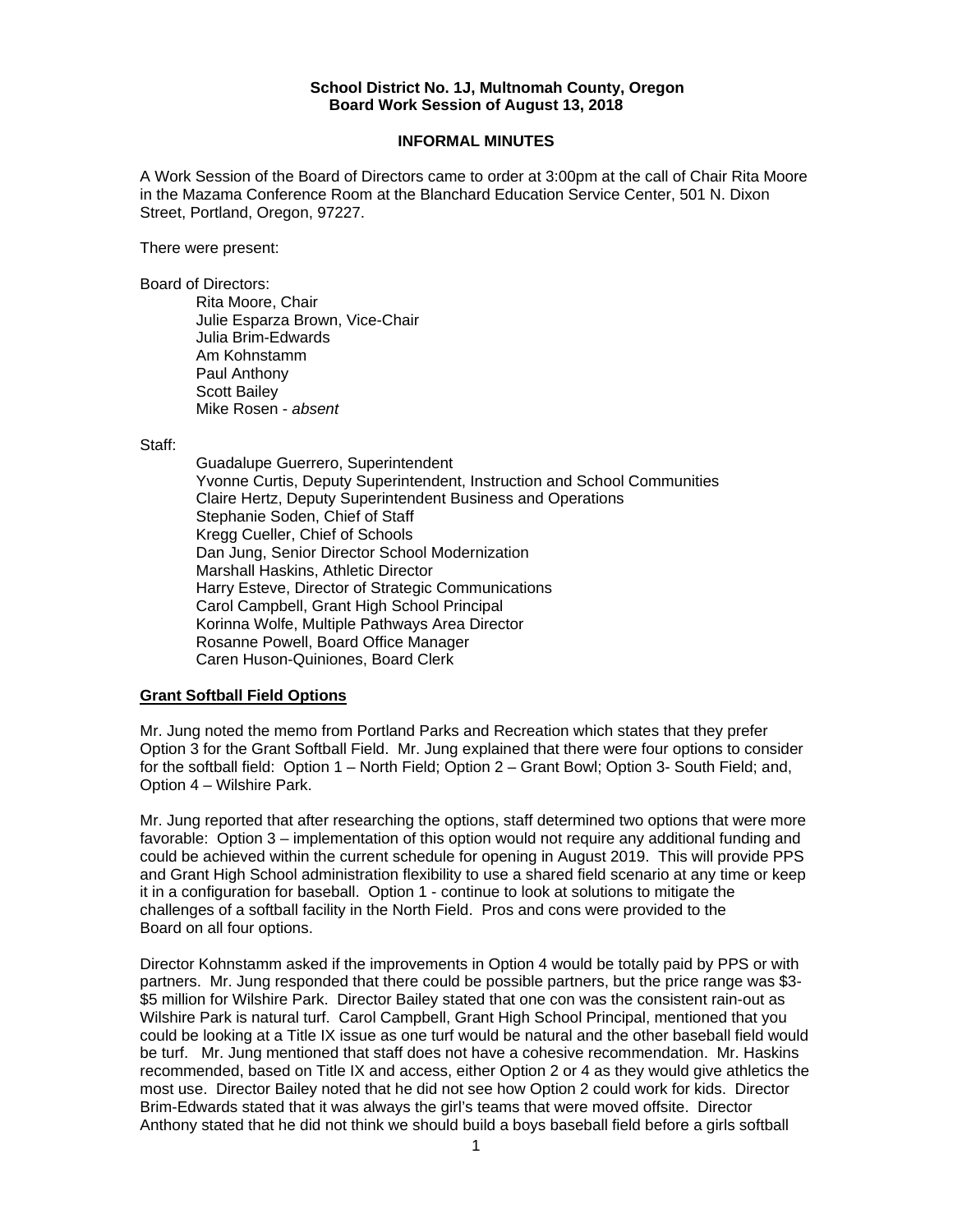**School District No. 1J, Multnomah County, Oregon**
**Board Work Session of August 13, 2018**

**INFORMAL MINUTES**

A Work Session of the Board of Directors came to order at 3:00pm at the call of Chair Rita Moore in the Mazama Conference Room at the Blanchard Education Service Center, 501 N. Dixon Street, Portland, Oregon, 97227.

There were present:

Board of Directors:

Rita Moore, Chair
Julie Esparza Brown, Vice-Chair
Julia Brim-Edwards
Am Kohnstamm
Paul Anthony
Scott Bailey
Mike Rosen - *absent*

Staff:

Guadalupe Guerrero, Superintendent
Yvonne Curtis, Deputy Superintendent, Instruction and School Communities
Claire Hertz, Deputy Superintendent Business and Operations
Stephanie Soden, Chief of Staff
Kregg Cueller, Chief of Schools
Dan Jung, Senior Director School Modernization
Marshall Haskins, Athletic Director
Harry Esteve, Director of Strategic Communications
Carol Campbell, Grant High School Principal
Korinna Wolfe, Multiple Pathways Area Director
Rosanne Powell, Board Office Manager
Caren Huson-Quiniones, Board Clerk

**Grant Softball Field Options**

Mr. Jung noted the memo from Portland Parks and Recreation which states that they prefer Option 3 for the Grant Softball Field. Mr. Jung explained that there were four options to consider for the softball field: Option 1 – North Field; Option 2 – Grant Bowl; Option 3- South Field; and, Option 4 – Wilshire Park.

Mr. Jung reported that after researching the options, staff determined two options that were more favorable: Option 3 – implementation of this option would not require any additional funding and could be achieved within the current schedule for opening in August 2019. This will provide PPS and Grant High School administration flexibility to use a shared field scenario at any time or keep it in a configuration for baseball. Option 1 - continue to look at solutions to mitigate the challenges of a softball facility in the North Field. Pros and cons were provided to the Board on all four options.

Director Kohnstamm asked if the improvements in Option 4 would be totally paid by PPS or with partners. Mr. Jung responded that there could be possible partners, but the price range was $3-$5 million for Wilshire Park. Director Bailey stated that one con was the consistent rain-out as Wilshire Park is natural turf. Carol Campbell, Grant High School Principal, mentioned that you could be looking at a Title IX issue as one turf would be natural and the other baseball field would be turf. Mr. Jung mentioned that staff does not have a cohesive recommendation. Mr. Haskins recommended, based on Title IX and access, either Option 2 or 4 as they would give athletics the most use. Director Bailey noted that he did not see how Option 2 could work for kids. Director Brim-Edwards stated that it was always the girl's teams that were moved offsite. Director Anthony stated that he did not think we should build a boys baseball field before a girls softball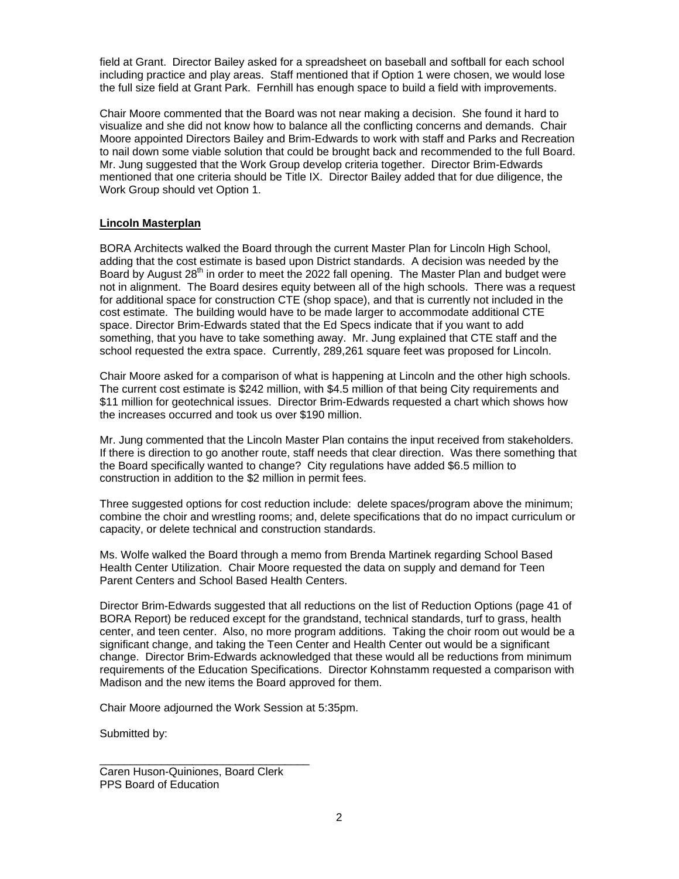field at Grant. Director Bailey asked for a spreadsheet on baseball and softball for each school including practice and play areas. Staff mentioned that if Option 1 were chosen, we would lose the full size field at Grant Park. Fernhill has enough space to build a field with improvements.

Chair Moore commented that the Board was not near making a decision. She found it hard to visualize and she did not know how to balance all the conflicting concerns and demands. Chair Moore appointed Directors Bailey and Brim-Edwards to work with staff and Parks and Recreation to nail down some viable solution that could be brought back and recommended to the full Board. Mr. Jung suggested that the Work Group develop criteria together. Director Brim-Edwards mentioned that one criteria should be Title IX. Director Bailey added that for due diligence, the Work Group should vet Option 1.

**Lincoln Masterplan**

BORA Architects walked the Board through the current Master Plan for Lincoln High School, adding that the cost estimate is based upon District standards. A decision was needed by the Board by August 28th in order to meet the 2022 fall opening. The Master Plan and budget were not in alignment. The Board desires equity between all of the high schools. There was a request for additional space for construction CTE (shop space), and that is currently not included in the cost estimate. The building would have to be made larger to accommodate additional CTE space. Director Brim-Edwards stated that the Ed Specs indicate that if you want to add something, that you have to take something away. Mr. Jung explained that CTE staff and the school requested the extra space. Currently, 289,261 square feet was proposed for Lincoln.

Chair Moore asked for a comparison of what is happening at Lincoln and the other high schools. The current cost estimate is $242 million, with $4.5 million of that being City requirements and $11 million for geotechnical issues. Director Brim-Edwards requested a chart which shows how the increases occurred and took us over $190 million.

Mr. Jung commented that the Lincoln Master Plan contains the input received from stakeholders. If there is direction to go another route, staff needs that clear direction. Was there something that the Board specifically wanted to change? City regulations have added $6.5 million to construction in addition to the $2 million in permit fees.

Three suggested options for cost reduction include: delete spaces/program above the minimum; combine the choir and wrestling rooms; and, delete specifications that do no impact curriculum or capacity, or delete technical and construction standards.

Ms. Wolfe walked the Board through a memo from Brenda Martinek regarding School Based Health Center Utilization. Chair Moore requested the data on supply and demand for Teen Parent Centers and School Based Health Centers.

Director Brim-Edwards suggested that all reductions on the list of Reduction Options (page 41 of BORA Report) be reduced except for the grandstand, technical standards, turf to grass, health center, and teen center. Also, no more program additions. Taking the choir room out would be a significant change, and taking the Teen Center and Health Center out would be a significant change. Director Brim-Edwards acknowledged that these would all be reductions from minimum requirements of the Education Specifications. Director Kohnstamm requested a comparison with Madison and the new items the Board approved for them.

Chair Moore adjourned the Work Session at 5:35pm.

Submitted by:

\_\_\_\_\_\_\_\_\_\_\_\_\_\_\_\_\_\_\_\_\_\_\_\_\_\_\_\_\_\_\_\_\_\_

Caren Huson-Quiniones, Board Clerk
PPS Board of Education